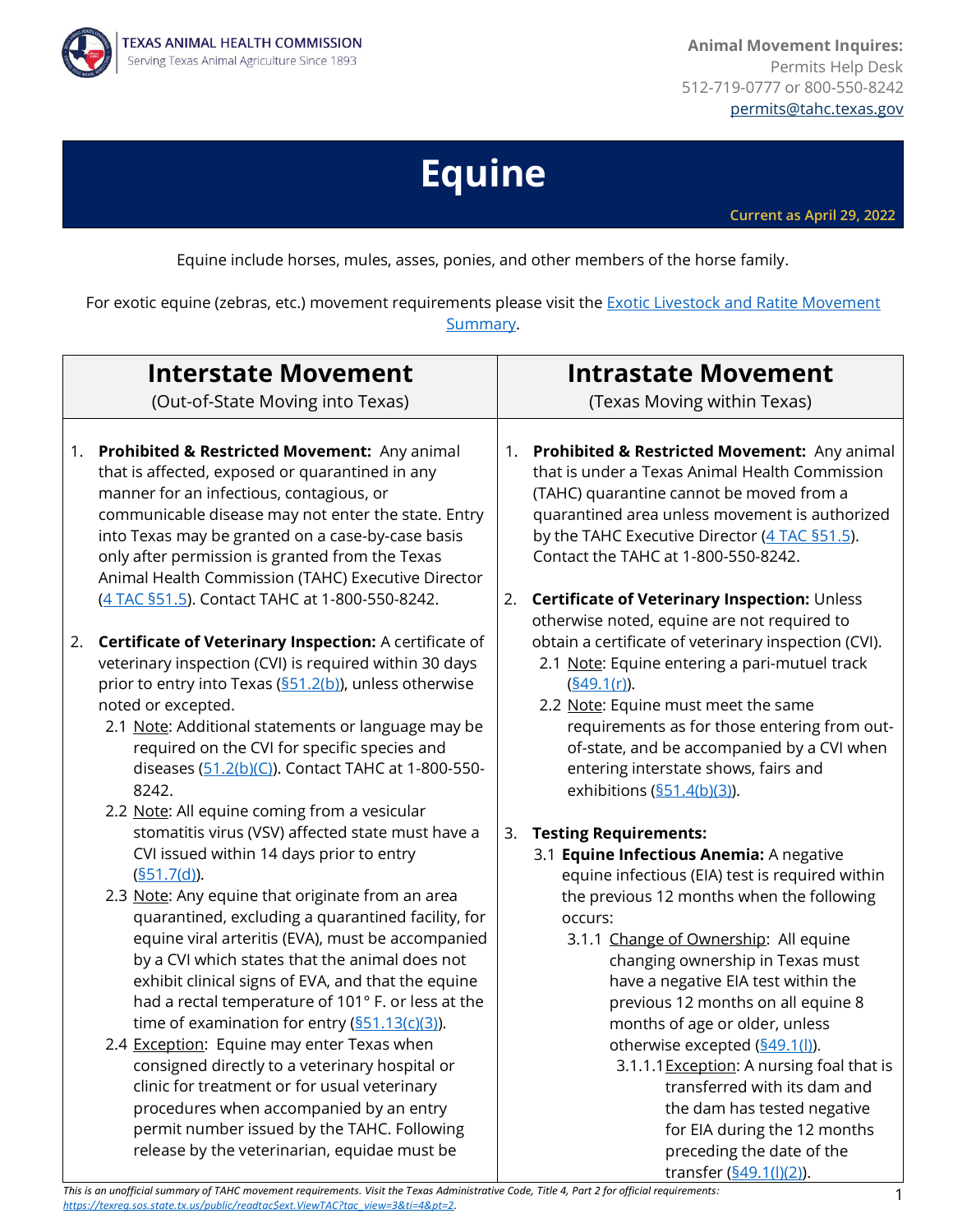TEXAS ANIMAL HEALTH COMMISSION
Serving Texas Animal Agriculture Since 1893

**Animal Movement Inquires:**
Permits Help Desk
512-719-0777 or 800-550-8242
permits@tahc.texas.gov

# Equine

Current as April 29, 2022

Equine include horses, mules, asses, ponies, and other members of the horse family.

For exotic equine (zebras, etc.) movement requirements please visit the Exotic Livestock and Ratite Movement Summary.

## Interstate Movement
(Out-of-State Moving into Texas)

1. **Prohibited & Restricted Movement:** Any animal that is affected, exposed or quarantined in any manner for an infectious, contagious, or communicable disease may not enter the state. Entry into Texas may be granted on a case-by-case basis only after permission is granted from the Texas Animal Health Commission (TAHC) Executive Director (4 TAC §51.5). Contact TAHC at 1-800-550-8242.

2. **Certificate of Veterinary Inspection:** A certificate of veterinary inspection (CVI) is required within 30 days prior to entry into Texas (§51.2(b)), unless otherwise noted or excepted.
   - 2.1 Note: Additional statements or language may be required on the CVI for specific species and diseases (51.2(b)(C)). Contact TAHC at 1-800-550-8242.
   - 2.2 Note: All equine coming from a vesicular stomatitis virus (VSV) affected state must have a CVI issued within 14 days prior to entry (§51.7(d)).
   - 2.3 Note: Any equine that originate from an area quarantined, excluding a quarantined facility, for equine viral arteritis (EVA), must be accompanied by a CVI which states that the animal does not exhibit clinical signs of EVA, and that the equine had a rectal temperature of 101° F. or less at the time of examination for entry (§51.13(c)(3)).
   - 2.4 Exception: Equine may enter Texas when consigned directly to a veterinary hospital or clinic for treatment or for usual veterinary procedures when accompanied by an entry permit number issued by the TAHC. Following release by the veterinarian, equidae must be

## Intrastate Movement
(Texas Moving within Texas)

1. **Prohibited & Restricted Movement:** Any animal that is under a Texas Animal Health Commission (TAHC) quarantine cannot be moved from a quarantined area unless movement is authorized by the TAHC Executive Director (4 TAC §51.5). Contact the TAHC at 1-800-550-8242.

2. **Certificate of Veterinary Inspection:** Unless otherwise noted, equine are not required to obtain a certificate of veterinary inspection (CVI).
   - 2.1 Note: Equine entering a pari-mutuel track (§49.1(r)).
   - 2.2 Note: Equine must meet the same requirements as for those entering from out-of-state, and be accompanied by a CVI when entering interstate shows, fairs and exhibitions (§51.4(b)(3)).

3. **Testing Requirements:**
   - 3.1 **Equine Infectious Anemia:** A negative equine infectious (EIA) test is required within the previous 12 months when the following occurs:
     - 3.1.1 Change of Ownership: All equine changing ownership in Texas must have a negative EIA test within the previous 12 months on all equine 8 months of age or older, unless otherwise excepted (§49.1(l)).
       - 3.1.1.1 Exception: A nursing foal that is transferred with its dam and the dam has tested negative for EIA during the 12 months preceding the date of the transfer (§49.1(l)(2)).

*This is an unofficial summary of TAHC movement requirements. Visit the Texas Administrative Code, Title 4, Part 2 for official requirements: https://texreg.sos.state.tx.us/public/readtac$ext.ViewTAC?tac_view=3&ti=4&pt=2.*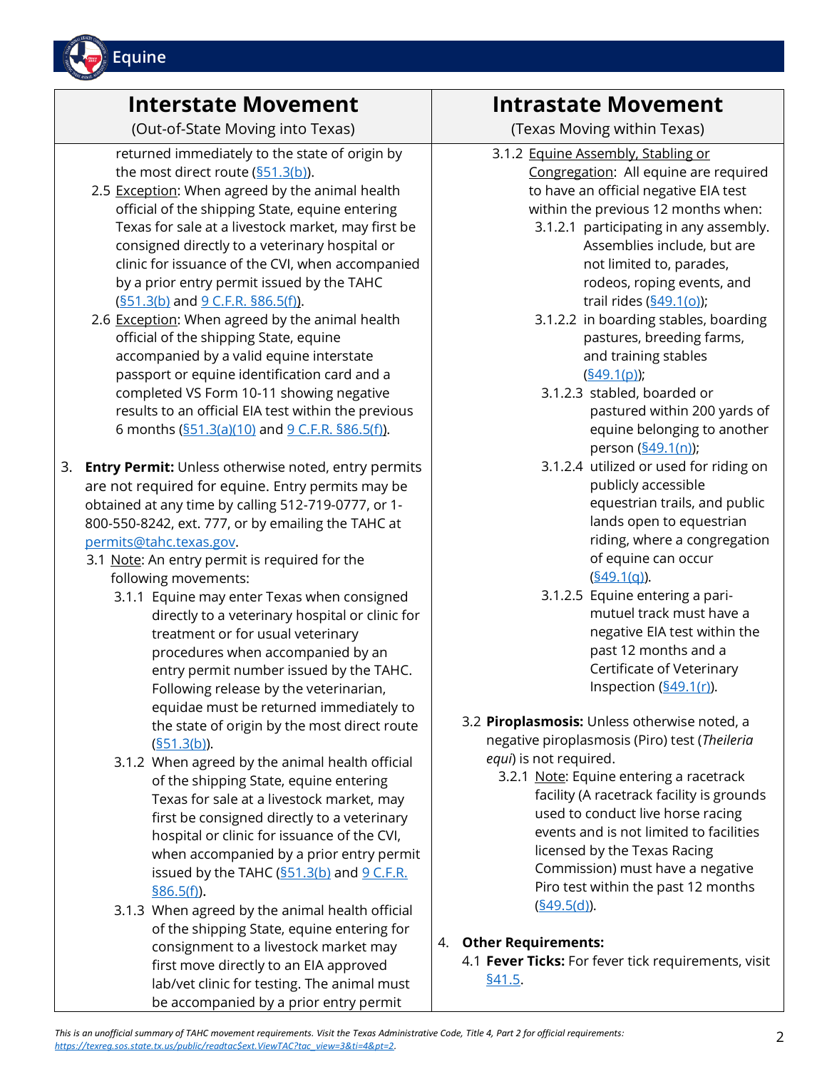| Interstate Movement (Out-of-State Moving into Texas) | Intrastate Movement (Texas Moving within Texas) |
| --- | --- |
| returned immediately to the state of origin by the most direct route (§51.3(b)).<br>2.5 Exception: When agreed by the animal health official of the shipping State, equine entering Texas for sale at a livestock market, may first be consigned directly to a veterinary hospital or clinic for issuance of the CVI, when accompanied by a prior entry permit issued by the TAHC (§51.3(b) and 9 C.F.R. §86.5(f)).<br>2.6 Exception: When agreed by the animal health official of the shipping State, equine accompanied by a valid equine interstate passport or equine identification card and a completed VS Form 10-11 showing negative results to an official EIA test within the previous 6 months (§51.3(a)(10) and 9 C.F.R. §86.5(f)).<br><br>3. **Entry Permit:** Unless otherwise noted, entry permits are not required for equine. Entry permits may be obtained at any time by calling 512-719-0777, or 1-800-550-8242, ext. 777, or by emailing the TAHC at permits@tahc.texas.gov.<br>3.1 Note: An entry permit is required for the following movements:<br>3.1.1 Equine may enter Texas when consigned directly to a veterinary hospital or clinic for treatment or for usual veterinary procedures when accompanied by an entry permit number issued by the TAHC. Following release by the veterinarian, equidae must be returned immediately to the state of origin by the most direct route (§51.3(b)).<br>3.1.2 When agreed by the animal health official of the shipping State, equine entering Texas for sale at a livestock market, may first be consigned directly to a veterinary hospital or clinic for issuance of the CVI, when accompanied by a prior entry permit issued by the TAHC (§51.3(b) and 9 C.F.R. §86.5(f)).<br>3.1.3 When agreed by the animal health official of the shipping State, equine entering for consignment to a livestock market may first move directly to an EIA approved lab/vet clinic for testing. The animal must be accompanied by a prior entry permit | 3.1.2 Equine Assembly, Stabling or Congregation: All equine are required to have an official negative EIA test within the previous 12 months when:<br>3.1.2.1 participating in any assembly. Assemblies include, but are not limited to, parades, rodeos, roping events, and trail rides (§49.1(o));<br>3.1.2.2 in boarding stables, boarding pastures, breeding farms, and training stables (§49.1(p));<br>3.1.2.3 stabled, boarded or pastured within 200 yards of equine belonging to another person (§49.1(n));<br>3.1.2.4 utilized or used for riding on publicly accessible equestrian trails, and public lands open to equestrian riding, where a congregation of equine can occur (§49.1(q)).<br>3.1.2.5 Equine entering a pari-mutuel track must have a negative EIA test within the past 12 months and a Certificate of Veterinary Inspection (§49.1(r)).<br><br>3.2 **Piroplasmosis:** Unless otherwise noted, a negative piroplasmosis (Piro) test (*Theileria equi*) is not required.<br>3.2.1 Note: Equine entering a racetrack facility (A racetrack facility is grounds used to conduct live horse racing events and is not limited to facilities licensed by the Texas Racing Commission) must have a negative Piro test within the past 12 months (§49.5(d)).<br><br>4. **Other Requirements:**<br>4.1 **Fever Ticks:** For fever tick requirements, visit §41.5. |

*This is an unofficial summary of TAHC movement requirements. Visit the Texas Administrative Code, Title 4, Part 2 for official requirements: https://texreg.sos.state.tx.us/public/readtac$ext.ViewTAC?tac_view=3&ti=4&pt=2.*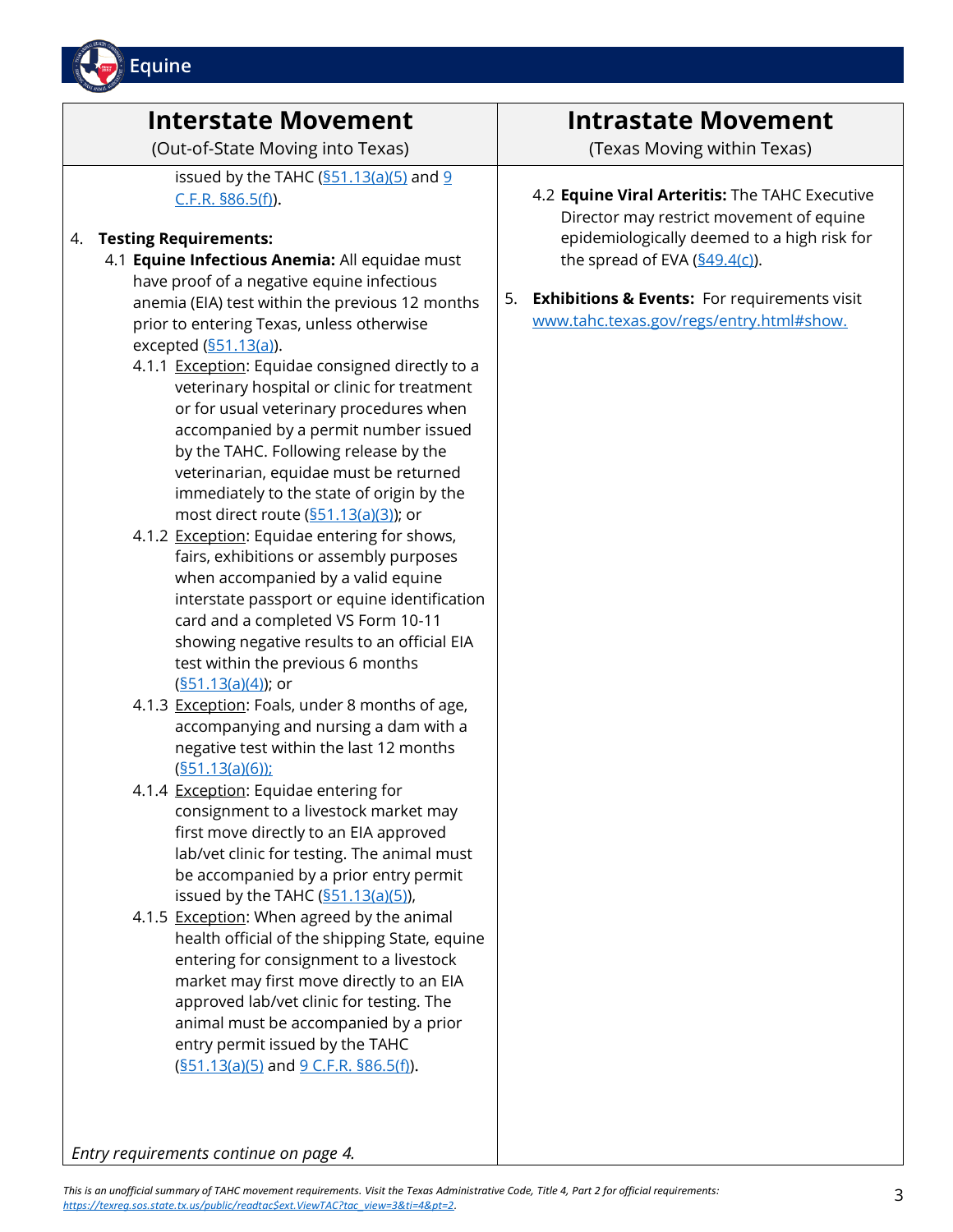| Interstate Movement<br>(Out-of-State Moving into Texas) | Intrastate Movement<br>(Texas Moving within Texas) |
|---|---|
| issued by the TAHC (§51.13(a)(5) and 9 C.F.R. §86.5(f)).<br><br>4. **Testing Requirements:**<br>4.1 **Equine Infectious Anemia:** All equidae must have proof of a negative equine infectious anemia (EIA) test within the previous 12 months prior to entering Texas, unless otherwise excepted (§51.13(a)).<br>4.1.1 Exception: Equidae consigned directly to a veterinary hospital or clinic for treatment or for usual veterinary procedures when accompanied by a permit number issued by the TAHC. Following release by the veterinarian, equidae must be returned immediately to the state of origin by the most direct route (§51.13(a)(3)); or<br>4.1.2 Exception: Equidae entering for shows, fairs, exhibitions or assembly purposes when accompanied by a valid equine interstate passport or equine identification card and a completed VS Form 10-11 showing negative results to an official EIA test within the previous 6 months (§51.13(a)(4)); or<br>4.1.3 Exception: Foals, under 8 months of age, accompanying and nursing a dam with a negative test within the last 12 months (§51.13(a)(6));<br>4.1.4 Exception: Equidae entering for consignment to a livestock market may first move directly to an EIA approved lab/vet clinic for testing. The animal must be accompanied by a prior entry permit issued by the TAHC (§51.13(a)(5)),<br>4.1.5 Exception: When agreed by the animal health official of the shipping State, equine entering for consignment to a livestock market may first move directly to an EIA approved lab/vet clinic for testing. The animal must be accompanied by a prior entry permit issued by the TAHC (§51.13(a)(5) and 9 C.F.R. §86.5(f)).<br><br>*Entry requirements continue on page 4.* | 4.2 **Equine Viral Arteritis:** The TAHC Executive Director may restrict movement of equine epidemiologically deemed to a high risk for the spread of EVA (§49.4(c)).<br><br>5. **Exhibitions & Events:** For requirements visit www.tahc.texas.gov/regs/entry.html#show. |

*This is an unofficial summary of TAHC movement requirements. Visit the Texas Administrative Code, Title 4, Part 2 for official requirements: https://texreg.sos.state.tx.us/public/readtac$ext.ViewTAC?tac_view=3&ti=4&pt=2.*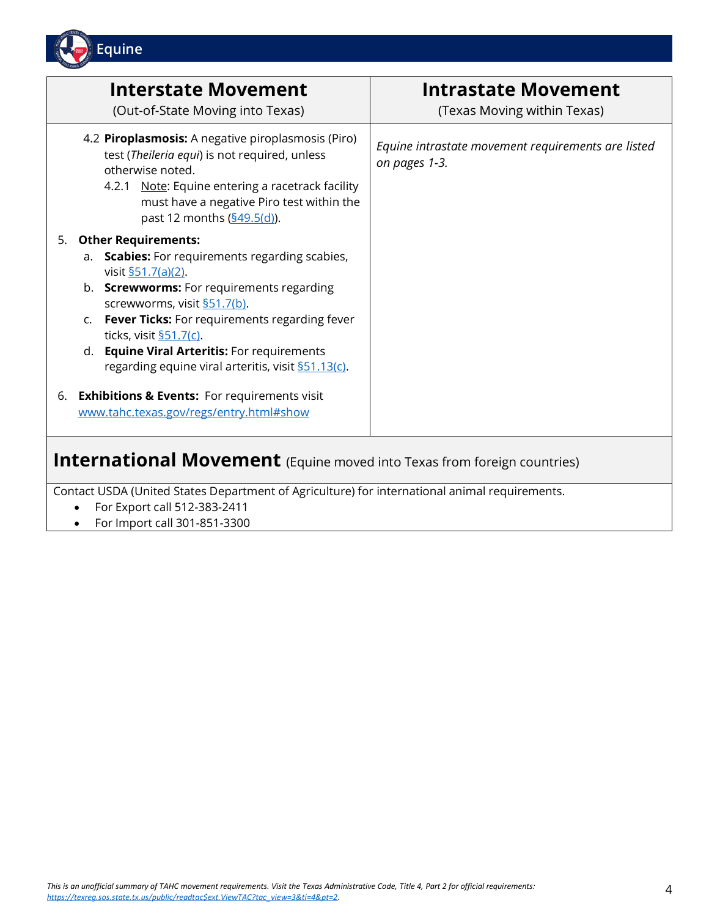# Equine

| Interstate Movement (Out-of-State Moving into Texas) | Intrastate Movement (Texas Moving within Texas) |
| --- | --- |
| 4.2 **Piroplasmosis:** A negative piroplasmosis (Piro) test (*Theileria equi*) is not required, unless otherwise noted.<br>4.2.1 Note: Equine entering a racetrack facility must have a negative Piro test within the past 12 months (§49.5(d)).<br><br>5. **Other Requirements:**<br>a. **Scabies:** For requirements regarding scabies, visit §51.7(a)(2).<br>b. **Screwworms:** For requirements regarding screwworms, visit §51.7(b).<br>c. **Fever Ticks:** For requirements regarding fever ticks, visit §51.7(c).<br>d. **Equine Viral Arteritis:** For requirements regarding equine viral arteritis, visit §51.13(c).<br><br>6. **Exhibitions & Events:** For requirements visit www.tahc.texas.gov/regs/entry.html#show | *Equine intrastate movement requirements are listed on pages 1-3.* |

## International Movement (Equine moved into Texas from foreign countries)

Contact USDA (United States Department of Agriculture) for international animal requirements.

- For Export call 512-383-2411
- For Import call 301-851-3300

*This is an unofficial summary of TAHC movement requirements. Visit the Texas Administrative Code, Title 4, Part 2 for official requirements: https://texreg.sos.state.tx.us/public/readtac$ext.ViewTAC?tac_view=3&ti=4&pt=2.*